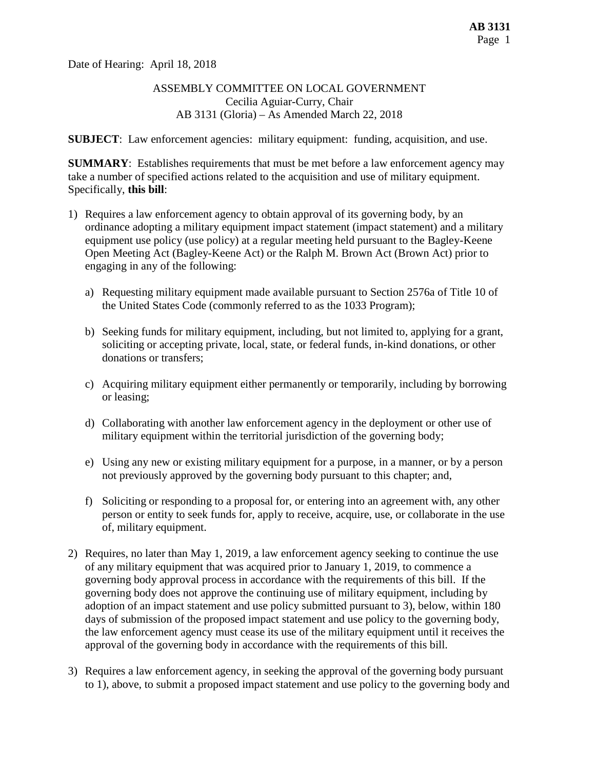Date of Hearing: April 18, 2018

ASSEMBLY COMMITTEE ON LOCAL GOVERNMENT
Cecilia Aguiar-Curry, Chair
AB 3131 (Gloria) – As Amended March 22, 2018

**SUBJECT**: Law enforcement agencies: military equipment: funding, acquisition, and use.

**SUMMARY**: Establishes requirements that must be met before a law enforcement agency may take a number of specified actions related to the acquisition and use of military equipment. Specifically, **this bill**:

1) Requires a law enforcement agency to obtain approval of its governing body, by an ordinance adopting a military equipment impact statement (impact statement) and a military equipment use policy (use policy) at a regular meeting held pursuant to the Bagley-Keene Open Meeting Act (Bagley-Keene Act) or the Ralph M. Brown Act (Brown Act) prior to engaging in any of the following:

   a) Requesting military equipment made available pursuant to Section 2576a of Title 10 of the United States Code (commonly referred to as the 1033 Program);

   b) Seeking funds for military equipment, including, but not limited to, applying for a grant, soliciting or accepting private, local, state, or federal funds, in-kind donations, or other donations or transfers;

   c) Acquiring military equipment either permanently or temporarily, including by borrowing or leasing;

   d) Collaborating with another law enforcement agency in the deployment or other use of military equipment within the territorial jurisdiction of the governing body;

   e) Using any new or existing military equipment for a purpose, in a manner, or by a person not previously approved by the governing body pursuant to this chapter; and,

   f) Soliciting or responding to a proposal for, or entering into an agreement with, any other person or entity to seek funds for, apply to receive, acquire, use, or collaborate in the use of, military equipment.

2) Requires, no later than May 1, 2019, a law enforcement agency seeking to continue the use of any military equipment that was acquired prior to January 1, 2019, to commence a governing body approval process in accordance with the requirements of this bill. If the governing body does not approve the continuing use of military equipment, including by adoption of an impact statement and use policy submitted pursuant to 3), below, within 180 days of submission of the proposed impact statement and use policy to the governing body, the law enforcement agency must cease its use of the military equipment until it receives the approval of the governing body in accordance with the requirements of this bill.

3) Requires a law enforcement agency, in seeking the approval of the governing body pursuant to 1), above, to submit a proposed impact statement and use policy to the governing body and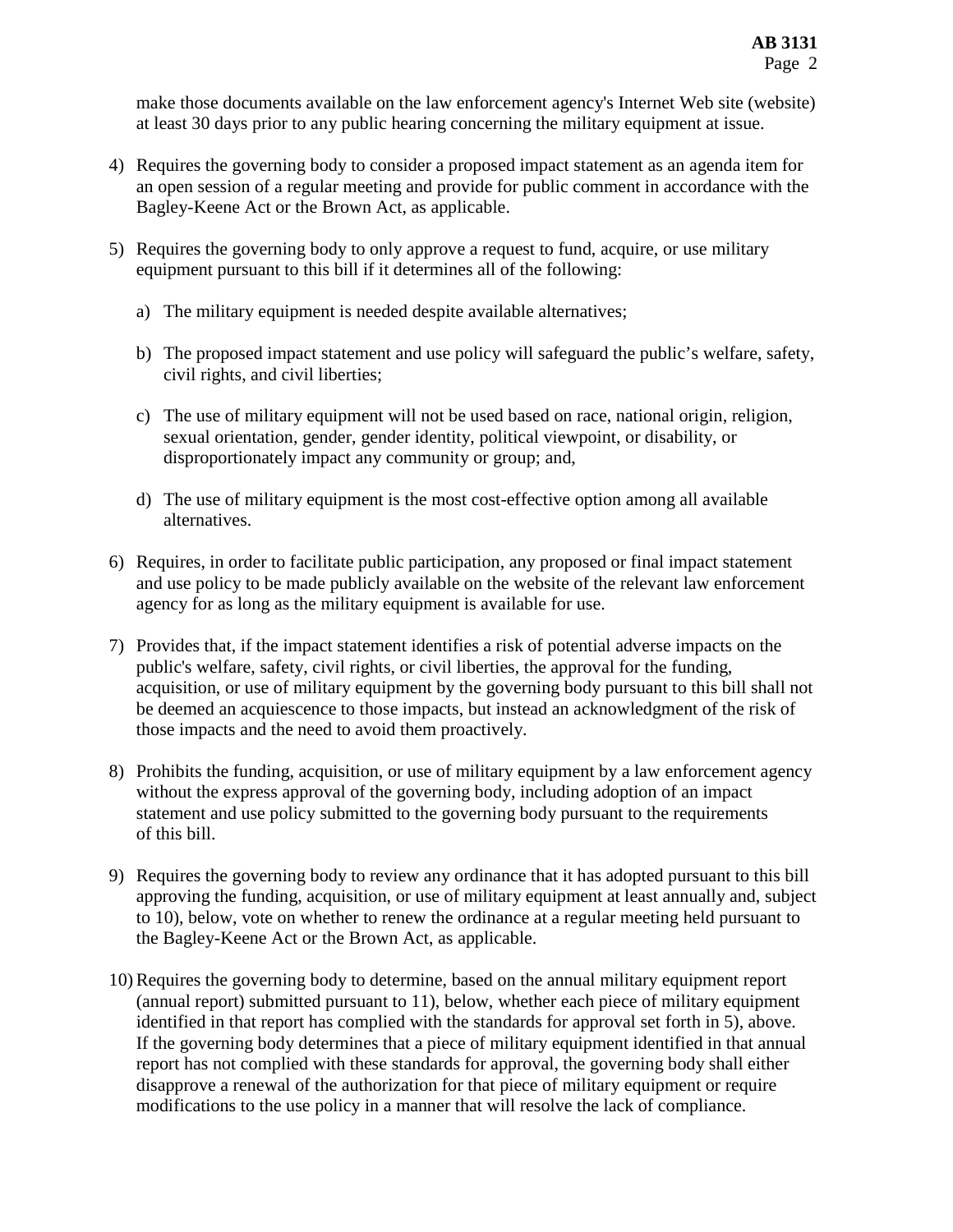make those documents available on the law enforcement agency's Internet Web site (website) at least 30 days prior to any public hearing concerning the military equipment at issue.

4) Requires the governing body to consider a proposed impact statement as an agenda item for an open session of a regular meeting and provide for public comment in accordance with the Bagley-Keene Act or the Brown Act, as applicable.

5) Requires the governing body to only approve a request to fund, acquire, or use military equipment pursuant to this bill if it determines all of the following:

   a) The military equipment is needed despite available alternatives;

   b) The proposed impact statement and use policy will safeguard the public's welfare, safety, civil rights, and civil liberties;

   c) The use of military equipment will not be used based on race, national origin, religion, sexual orientation, gender, gender identity, political viewpoint, or disability, or disproportionately impact any community or group; and,

   d) The use of military equipment is the most cost-effective option among all available alternatives.

6) Requires, in order to facilitate public participation, any proposed or final impact statement and use policy to be made publicly available on the website of the relevant law enforcement agency for as long as the military equipment is available for use.

7) Provides that, if the impact statement identifies a risk of potential adverse impacts on the public's welfare, safety, civil rights, or civil liberties, the approval for the funding, acquisition, or use of military equipment by the governing body pursuant to this bill shall not be deemed an acquiescence to those impacts, but instead an acknowledgment of the risk of those impacts and the need to avoid them proactively.

8) Prohibits the funding, acquisition, or use of military equipment by a law enforcement agency without the express approval of the governing body, including adoption of an impact statement and use policy submitted to the governing body pursuant to the requirements of this bill.

9) Requires the governing body to review any ordinance that it has adopted pursuant to this bill approving the funding, acquisition, or use of military equipment at least annually and, subject to 10), below, vote on whether to renew the ordinance at a regular meeting held pursuant to the Bagley-Keene Act or the Brown Act, as applicable.

10) Requires the governing body to determine, based on the annual military equipment report (annual report) submitted pursuant to 11), below, whether each piece of military equipment identified in that report has complied with the standards for approval set forth in 5), above. If the governing body determines that a piece of military equipment identified in that annual report has not complied with these standards for approval, the governing body shall either disapprove a renewal of the authorization for that piece of military equipment or require modifications to the use policy in a manner that will resolve the lack of compliance.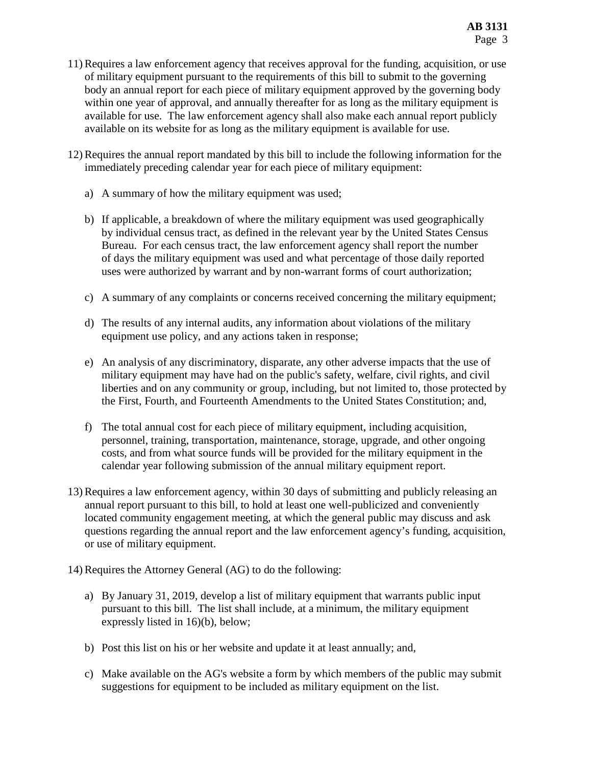11) Requires a law enforcement agency that receives approval for the funding, acquisition, or use of military equipment pursuant to the requirements of this bill to submit to the governing body an annual report for each piece of military equipment approved by the governing body within one year of approval, and annually thereafter for as long as the military equipment is available for use. The law enforcement agency shall also make each annual report publicly available on its website for as long as the military equipment is available for use.

12) Requires the annual report mandated by this bill to include the following information for the immediately preceding calendar year for each piece of military equipment:

    a) A summary of how the military equipment was used;

    b) If applicable, a breakdown of where the military equipment was used geographically by individual census tract, as defined in the relevant year by the United States Census Bureau. For each census tract, the law enforcement agency shall report the number of days the military equipment was used and what percentage of those daily reported uses were authorized by warrant and by non-warrant forms of court authorization;

    c) A summary of any complaints or concerns received concerning the military equipment;

    d) The results of any internal audits, any information about violations of the military equipment use policy, and any actions taken in response;

    e) An analysis of any discriminatory, disparate, any other adverse impacts that the use of military equipment may have had on the public's safety, welfare, civil rights, and civil liberties and on any community or group, including, but not limited to, those protected by the First, Fourth, and Fourteenth Amendments to the United States Constitution; and,

    f) The total annual cost for each piece of military equipment, including acquisition, personnel, training, transportation, maintenance, storage, upgrade, and other ongoing costs, and from what source funds will be provided for the military equipment in the calendar year following submission of the annual military equipment report.

13) Requires a law enforcement agency, within 30 days of submitting and publicly releasing an annual report pursuant to this bill, to hold at least one well-publicized and conveniently located community engagement meeting, at which the general public may discuss and ask questions regarding the annual report and the law enforcement agency's funding, acquisition, or use of military equipment.

14) Requires the Attorney General (AG) to do the following:

    a) By January 31, 2019, develop a list of military equipment that warrants public input pursuant to this bill. The list shall include, at a minimum, the military equipment expressly listed in 16)(b), below;

    b) Post this list on his or her website and update it at least annually; and,

    c) Make available on the AG's website a form by which members of the public may submit suggestions for equipment to be included as military equipment on the list.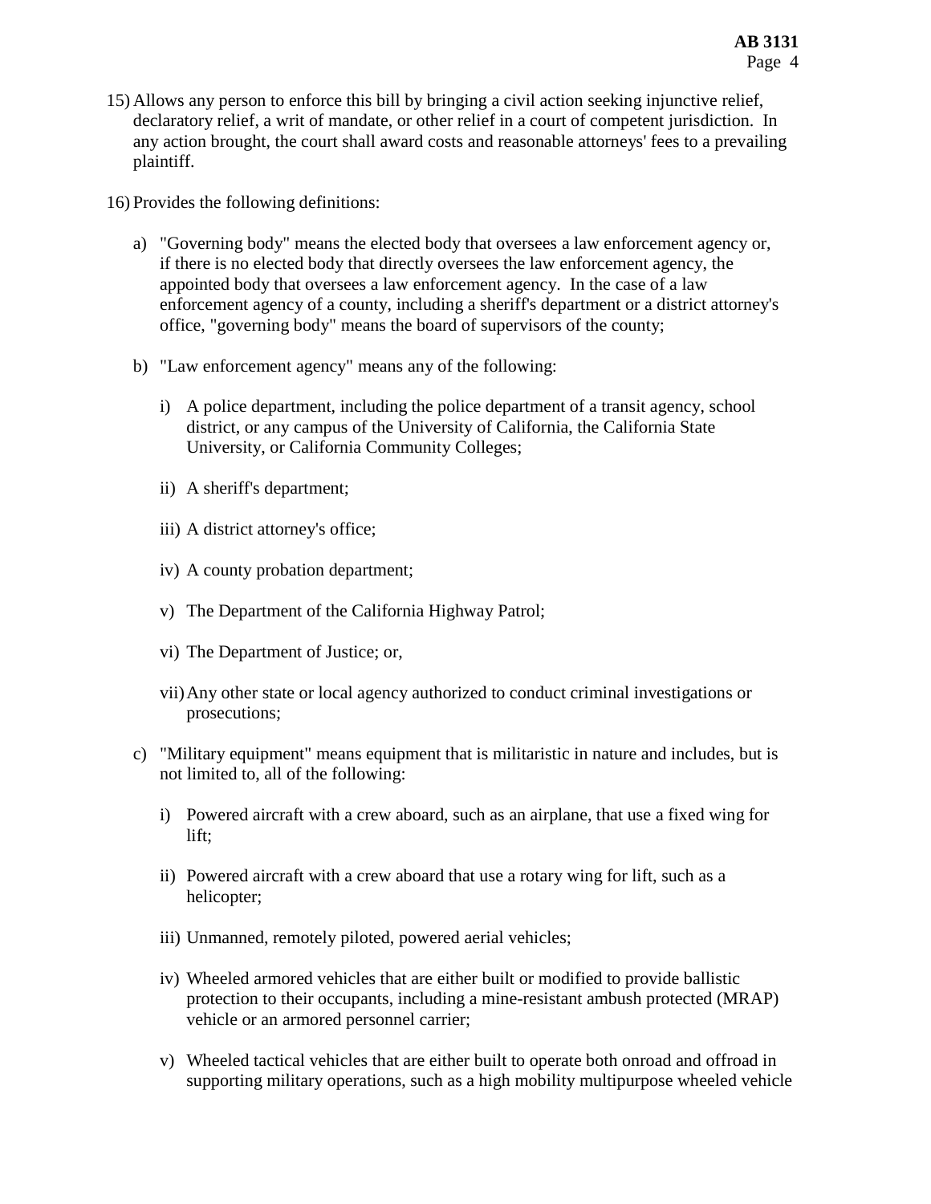15) Allows any person to enforce this bill by bringing a civil action seeking injunctive relief, declaratory relief, a writ of mandate, or other relief in a court of competent jurisdiction. In any action brought, the court shall award costs and reasonable attorneys' fees to a prevailing plaintiff.

16) Provides the following definitions:

   a) "Governing body" means the elected body that oversees a law enforcement agency or, if there is no elected body that directly oversees the law enforcement agency, the appointed body that oversees a law enforcement agency. In the case of a law enforcement agency of a county, including a sheriff's department or a district attorney's office, "governing body" means the board of supervisors of the county;

   b) "Law enforcement agency" means any of the following:

      i) A police department, including the police department of a transit agency, school district, or any campus of the University of California, the California State University, or California Community Colleges;

      ii) A sheriff's department;

      iii) A district attorney's office;

      iv) A county probation department;

      v) The Department of the California Highway Patrol;

      vi) The Department of Justice; or,

      vii) Any other state or local agency authorized to conduct criminal investigations or prosecutions;

   c) "Military equipment" means equipment that is militaristic in nature and includes, but is not limited to, all of the following:

      i) Powered aircraft with a crew aboard, such as an airplane, that use a fixed wing for lift;

      ii) Powered aircraft with a crew aboard that use a rotary wing for lift, such as a helicopter;

      iii) Unmanned, remotely piloted, powered aerial vehicles;

      iv) Wheeled armored vehicles that are either built or modified to provide ballistic protection to their occupants, including a mine-resistant ambush protected (MRAP) vehicle or an armored personnel carrier;

      v) Wheeled tactical vehicles that are either built to operate both onroad and offroad in supporting military operations, such as a high mobility multipurpose wheeled vehicle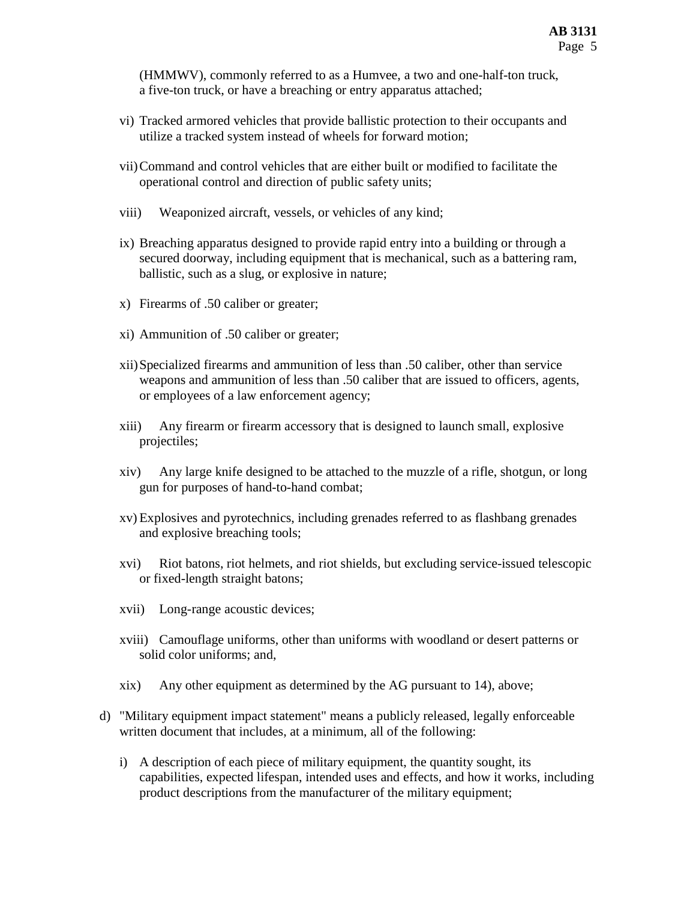(HMMWV), commonly referred to as a Humvee, a two and one-half-ton truck, a five-ton truck, or have a breaching or entry apparatus attached;

vi) Tracked armored vehicles that provide ballistic protection to their occupants and utilize a tracked system instead of wheels for forward motion;

vii) Command and control vehicles that are either built or modified to facilitate the operational control and direction of public safety units;

viii) Weaponized aircraft, vessels, or vehicles of any kind;

ix) Breaching apparatus designed to provide rapid entry into a building or through a secured doorway, including equipment that is mechanical, such as a battering ram, ballistic, such as a slug, or explosive in nature;

x) Firearms of .50 caliber or greater;

xi) Ammunition of .50 caliber or greater;

xii) Specialized firearms and ammunition of less than .50 caliber, other than service weapons and ammunition of less than .50 caliber that are issued to officers, agents, or employees of a law enforcement agency;

xiii) Any firearm or firearm accessory that is designed to launch small, explosive projectiles;

xiv) Any large knife designed to be attached to the muzzle of a rifle, shotgun, or long gun for purposes of hand-to-hand combat;

xv) Explosives and pyrotechnics, including grenades referred to as flashbang grenades and explosive breaching tools;

xvi) Riot batons, riot helmets, and riot shields, but excluding service-issued telescopic or fixed-length straight batons;

xvii) Long-range acoustic devices;

xviii) Camouflage uniforms, other than uniforms with woodland or desert patterns or solid color uniforms; and,

xix) Any other equipment as determined by the AG pursuant to 14), above;

d) "Military equipment impact statement" means a publicly released, legally enforceable written document that includes, at a minimum, all of the following:

   i) A description of each piece of military equipment, the quantity sought, its capabilities, expected lifespan, intended uses and effects, and how it works, including product descriptions from the manufacturer of the military equipment;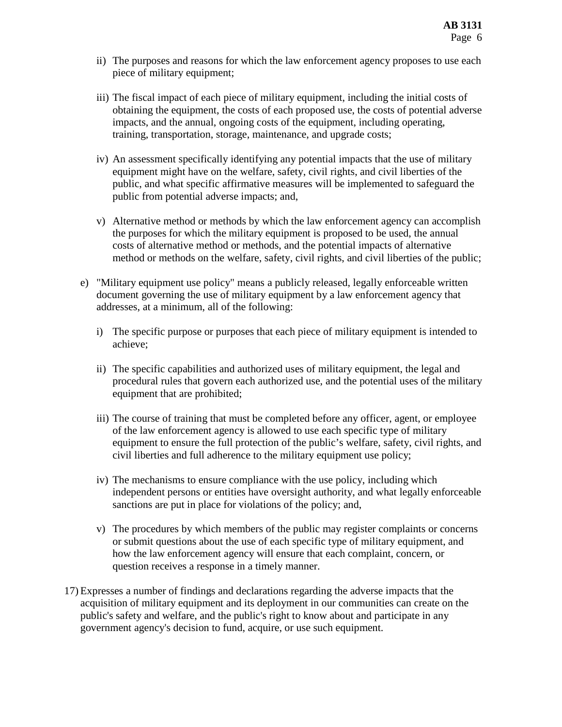ii) The purposes and reasons for which the law enforcement agency proposes to use each piece of military equipment;

iii) The fiscal impact of each piece of military equipment, including the initial costs of obtaining the equipment, the costs of each proposed use, the costs of potential adverse impacts, and the annual, ongoing costs of the equipment, including operating, training, transportation, storage, maintenance, and upgrade costs;

iv) An assessment specifically identifying any potential impacts that the use of military equipment might have on the welfare, safety, civil rights, and civil liberties of the public, and what specific affirmative measures will be implemented to safeguard the public from potential adverse impacts; and,

v) Alternative method or methods by which the law enforcement agency can accomplish the purposes for which the military equipment is proposed to be used, the annual costs of alternative method or methods, and the potential impacts of alternative method or methods on the welfare, safety, civil rights, and civil liberties of the public;

e) "Military equipment use policy" means a publicly released, legally enforceable written document governing the use of military equipment by a law enforcement agency that addresses, at a minimum, all of the following:

i) The specific purpose or purposes that each piece of military equipment is intended to achieve;

ii) The specific capabilities and authorized uses of military equipment, the legal and procedural rules that govern each authorized use, and the potential uses of the military equipment that are prohibited;

iii) The course of training that must be completed before any officer, agent, or employee of the law enforcement agency is allowed to use each specific type of military equipment to ensure the full protection of the public's welfare, safety, civil rights, and civil liberties and full adherence to the military equipment use policy;

iv) The mechanisms to ensure compliance with the use policy, including which independent persons or entities have oversight authority, and what legally enforceable sanctions are put in place for violations of the policy; and,

v) The procedures by which members of the public may register complaints or concerns or submit questions about the use of each specific type of military equipment, and how the law enforcement agency will ensure that each complaint, concern, or question receives a response in a timely manner.

17) Expresses a number of findings and declarations regarding the adverse impacts that the acquisition of military equipment and its deployment in our communities can create on the public's safety and welfare, and the public's right to know about and participate in any government agency's decision to fund, acquire, or use such equipment.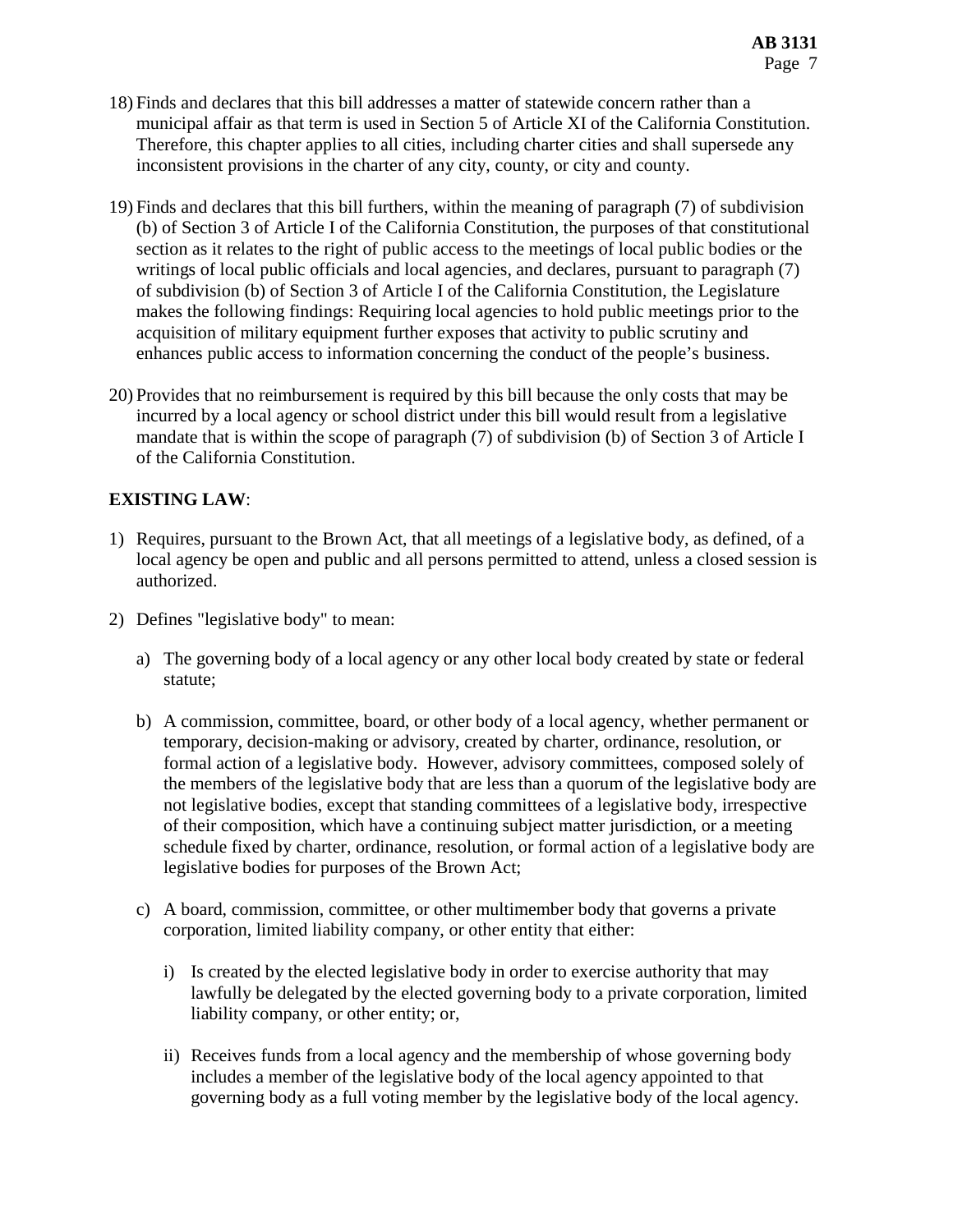18) Finds and declares that this bill addresses a matter of statewide concern rather than a municipal affair as that term is used in Section 5 of Article XI of the California Constitution. Therefore, this chapter applies to all cities, including charter cities and shall supersede any inconsistent provisions in the charter of any city, county, or city and county.

19) Finds and declares that this bill furthers, within the meaning of paragraph (7) of subdivision (b) of Section 3 of Article I of the California Constitution, the purposes of that constitutional section as it relates to the right of public access to the meetings of local public bodies or the writings of local public officials and local agencies, and declares, pursuant to paragraph (7) of subdivision (b) of Section 3 of Article I of the California Constitution, the Legislature makes the following findings: Requiring local agencies to hold public meetings prior to the acquisition of military equipment further exposes that activity to public scrutiny and enhances public access to information concerning the conduct of the people's business.

20) Provides that no reimbursement is required by this bill because the only costs that may be incurred by a local agency or school district under this bill would result from a legislative mandate that is within the scope of paragraph (7) of subdivision (b) of Section 3 of Article I of the California Constitution.

**EXISTING LAW**:

1) Requires, pursuant to the Brown Act, that all meetings of a legislative body, as defined, of a local agency be open and public and all persons permitted to attend, unless a closed session is authorized.

2) Defines "legislative body" to mean:

   a) The governing body of a local agency or any other local body created by state or federal statute;

   b) A commission, committee, board, or other body of a local agency, whether permanent or temporary, decision-making or advisory, created by charter, ordinance, resolution, or formal action of a legislative body. However, advisory committees, composed solely of the members of the legislative body that are less than a quorum of the legislative body are not legislative bodies, except that standing committees of a legislative body, irrespective of their composition, which have a continuing subject matter jurisdiction, or a meeting schedule fixed by charter, ordinance, resolution, or formal action of a legislative body are legislative bodies for purposes of the Brown Act;

   c) A board, commission, committee, or other multimember body that governs a private corporation, limited liability company, or other entity that either:

      i) Is created by the elected legislative body in order to exercise authority that may lawfully be delegated by the elected governing body to a private corporation, limited liability company, or other entity; or,

      ii) Receives funds from a local agency and the membership of whose governing body includes a member of the legislative body of the local agency appointed to that governing body as a full voting member by the legislative body of the local agency.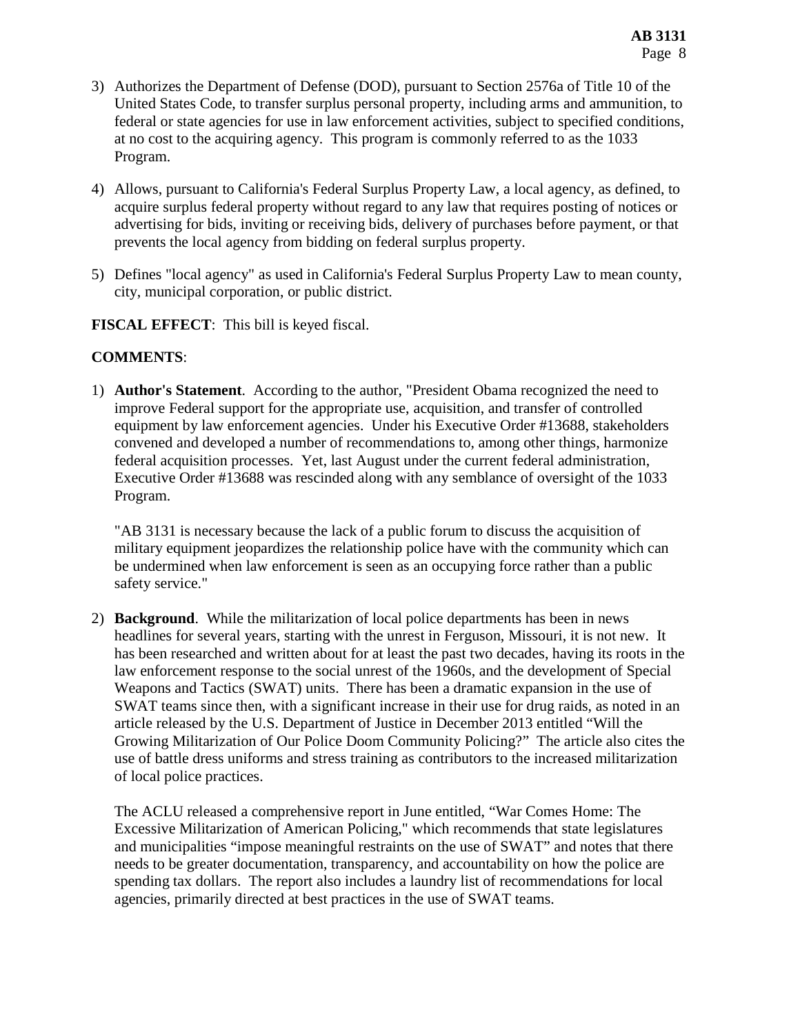3) Authorizes the Department of Defense (DOD), pursuant to Section 2576a of Title 10 of the United States Code, to transfer surplus personal property, including arms and ammunition, to federal or state agencies for use in law enforcement activities, subject to specified conditions, at no cost to the acquiring agency. This program is commonly referred to as the 1033 Program.

4) Allows, pursuant to California's Federal Surplus Property Law, a local agency, as defined, to acquire surplus federal property without regard to any law that requires posting of notices or advertising for bids, inviting or receiving bids, delivery of purchases before payment, or that prevents the local agency from bidding on federal surplus property.

5) Defines "local agency" as used in California's Federal Surplus Property Law to mean county, city, municipal corporation, or public district.

**FISCAL EFFECT**: This bill is keyed fiscal.

**COMMENTS**:

1) **Author's Statement**. According to the author, "President Obama recognized the need to improve Federal support for the appropriate use, acquisition, and transfer of controlled equipment by law enforcement agencies. Under his Executive Order #13688, stakeholders convened and developed a number of recommendations to, among other things, harmonize federal acquisition processes. Yet, last August under the current federal administration, Executive Order #13688 was rescinded along with any semblance of oversight of the 1033 Program.

   "AB 3131 is necessary because the lack of a public forum to discuss the acquisition of military equipment jeopardizes the relationship police have with the community which can be undermined when law enforcement is seen as an occupying force rather than a public safety service."

2) **Background**. While the militarization of local police departments has been in news headlines for several years, starting with the unrest in Ferguson, Missouri, it is not new. It has been researched and written about for at least the past two decades, having its roots in the law enforcement response to the social unrest of the 1960s, and the development of Special Weapons and Tactics (SWAT) units. There has been a dramatic expansion in the use of SWAT teams since then, with a significant increase in their use for drug raids, as noted in an article released by the U.S. Department of Justice in December 2013 entitled "Will the Growing Militarization of Our Police Doom Community Policing?" The article also cites the use of battle dress uniforms and stress training as contributors to the increased militarization of local police practices.

   The ACLU released a comprehensive report in June entitled, "War Comes Home: The Excessive Militarization of American Policing," which recommends that state legislatures and municipalities "impose meaningful restraints on the use of SWAT" and notes that there needs to be greater documentation, transparency, and accountability on how the police are spending tax dollars. The report also includes a laundry list of recommendations for local agencies, primarily directed at best practices in the use of SWAT teams.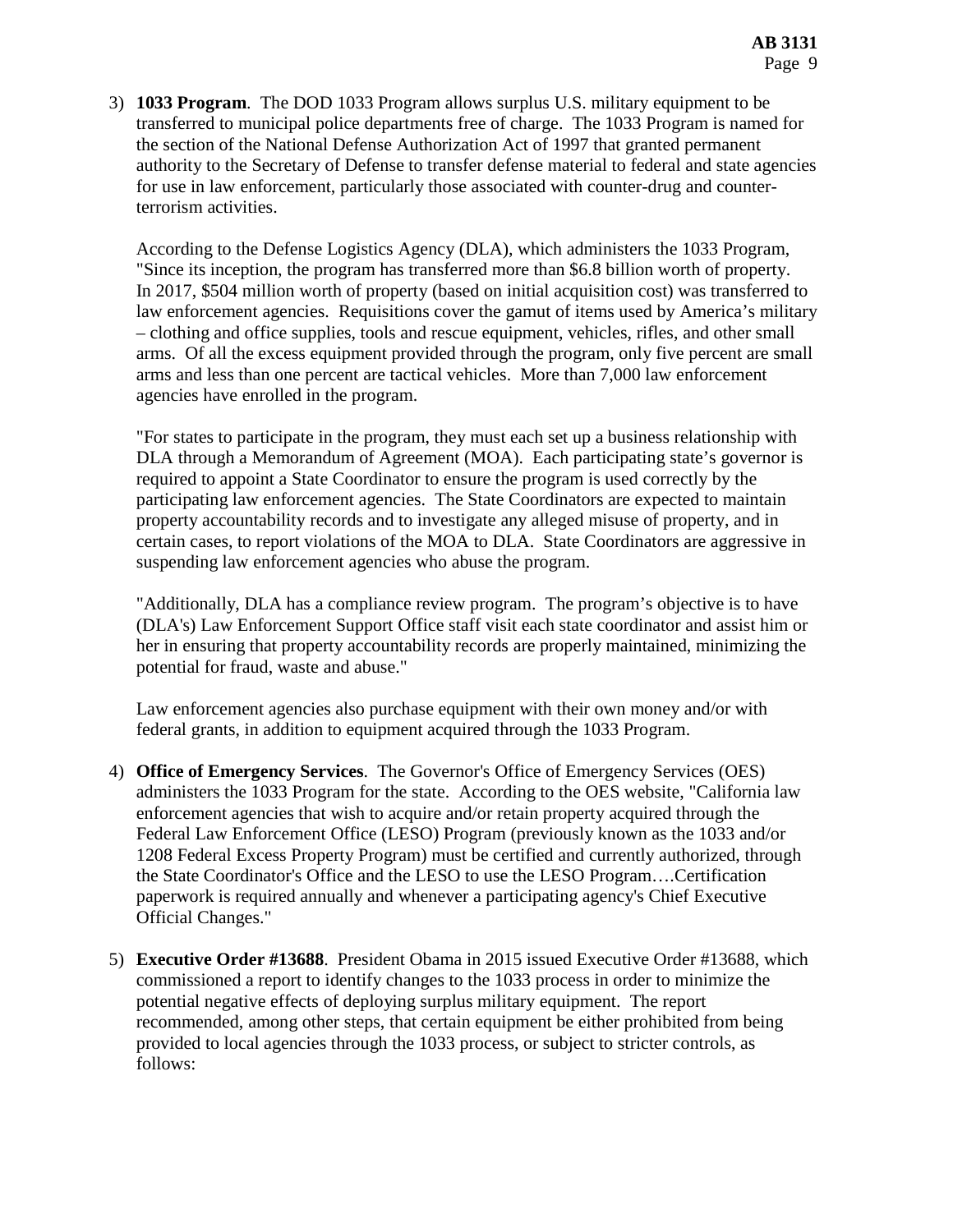3) **1033 Program**. The DOD 1033 Program allows surplus U.S. military equipment to be transferred to municipal police departments free of charge. The 1033 Program is named for the section of the National Defense Authorization Act of 1997 that granted permanent authority to the Secretary of Defense to transfer defense material to federal and state agencies for use in law enforcement, particularly those associated with counter-drug and counter-terrorism activities.

   According to the Defense Logistics Agency (DLA), which administers the 1033 Program, "Since its inception, the program has transferred more than $6.8 billion worth of property. In 2017, $504 million worth of property (based on initial acquisition cost) was transferred to law enforcement agencies. Requisitions cover the gamut of items used by America's military – clothing and office supplies, tools and rescue equipment, vehicles, rifles, and other small arms. Of all the excess equipment provided through the program, only five percent are small arms and less than one percent are tactical vehicles. More than 7,000 law enforcement agencies have enrolled in the program.

   "For states to participate in the program, they must each set up a business relationship with DLA through a Memorandum of Agreement (MOA). Each participating state's governor is required to appoint a State Coordinator to ensure the program is used correctly by the participating law enforcement agencies. The State Coordinators are expected to maintain property accountability records and to investigate any alleged misuse of property, and in certain cases, to report violations of the MOA to DLA. State Coordinators are aggressive in suspending law enforcement agencies who abuse the program.

   "Additionally, DLA has a compliance review program. The program's objective is to have (DLA's) Law Enforcement Support Office staff visit each state coordinator and assist him or her in ensuring that property accountability records are properly maintained, minimizing the potential for fraud, waste and abuse."

   Law enforcement agencies also purchase equipment with their own money and/or with federal grants, in addition to equipment acquired through the 1033 Program.

4) **Office of Emergency Services**. The Governor's Office of Emergency Services (OES) administers the 1033 Program for the state. According to the OES website, "California law enforcement agencies that wish to acquire and/or retain property acquired through the Federal Law Enforcement Office (LESO) Program (previously known as the 1033 and/or 1208 Federal Excess Property Program) must be certified and currently authorized, through the State Coordinator's Office and the LESO to use the LESO Program….Certification paperwork is required annually and whenever a participating agency's Chief Executive Official Changes."

5) **Executive Order #13688**. President Obama in 2015 issued Executive Order #13688, which commissioned a report to identify changes to the 1033 process in order to minimize the potential negative effects of deploying surplus military equipment. The report recommended, among other steps, that certain equipment be either prohibited from being provided to local agencies through the 1033 process, or subject to stricter controls, as follows: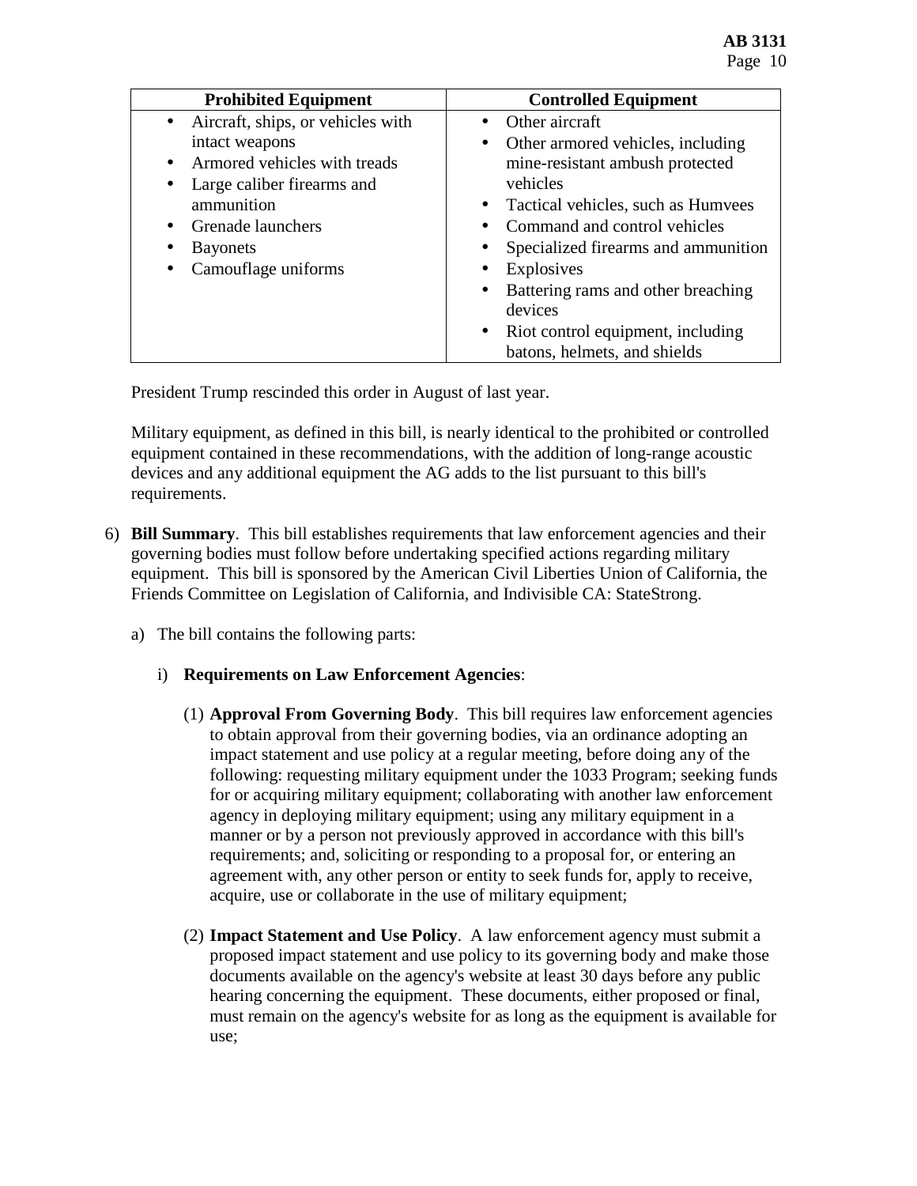| Prohibited Equipment | Controlled Equipment |
| --- | --- |
| • Aircraft, ships, or vehicles with intact weapons<br>• Armored vehicles with treads<br>• Large caliber firearms and ammunition<br>• Grenade launchers<br>• Bayonets<br>• Camouflage uniforms | • Other aircraft<br>• Other armored vehicles, including mine-resistant ambush protected vehicles<br>• Tactical vehicles, such as Humvees<br>• Command and control vehicles<br>• Specialized firearms and ammunition<br>• Explosives<br>• Battering rams and other breaching devices<br>• Riot control equipment, including batons, helmets, and shields |

President Trump rescinded this order in August of last year.

Military equipment, as defined in this bill, is nearly identical to the prohibited or controlled equipment contained in these recommendations, with the addition of long-range acoustic devices and any additional equipment the AG adds to the list pursuant to this bill's requirements.

6) **Bill Summary**. This bill establishes requirements that law enforcement agencies and their governing bodies must follow before undertaking specified actions regarding military equipment. This bill is sponsored by the American Civil Liberties Union of California, the Friends Committee on Legislation of California, and Indivisible CA: StateStrong.

   a) The bill contains the following parts:

      i) **Requirements on Law Enforcement Agencies**:

         (1) **Approval From Governing Body**. This bill requires law enforcement agencies to obtain approval from their governing bodies, via an ordinance adopting an impact statement and use policy at a regular meeting, before doing any of the following: requesting military equipment under the 1033 Program; seeking funds for or acquiring military equipment; collaborating with another law enforcement agency in deploying military equipment; using any military equipment in a manner or by a person not previously approved in accordance with this bill's requirements; and, soliciting or responding to a proposal for, or entering an agreement with, any other person or entity to seek funds for, apply to receive, acquire, use or collaborate in the use of military equipment;

         (2) **Impact Statement and Use Policy**. A law enforcement agency must submit a proposed impact statement and use policy to its governing body and make those documents available on the agency's website at least 30 days before any public hearing concerning the equipment. These documents, either proposed or final, must remain on the agency's website for as long as the equipment is available for use;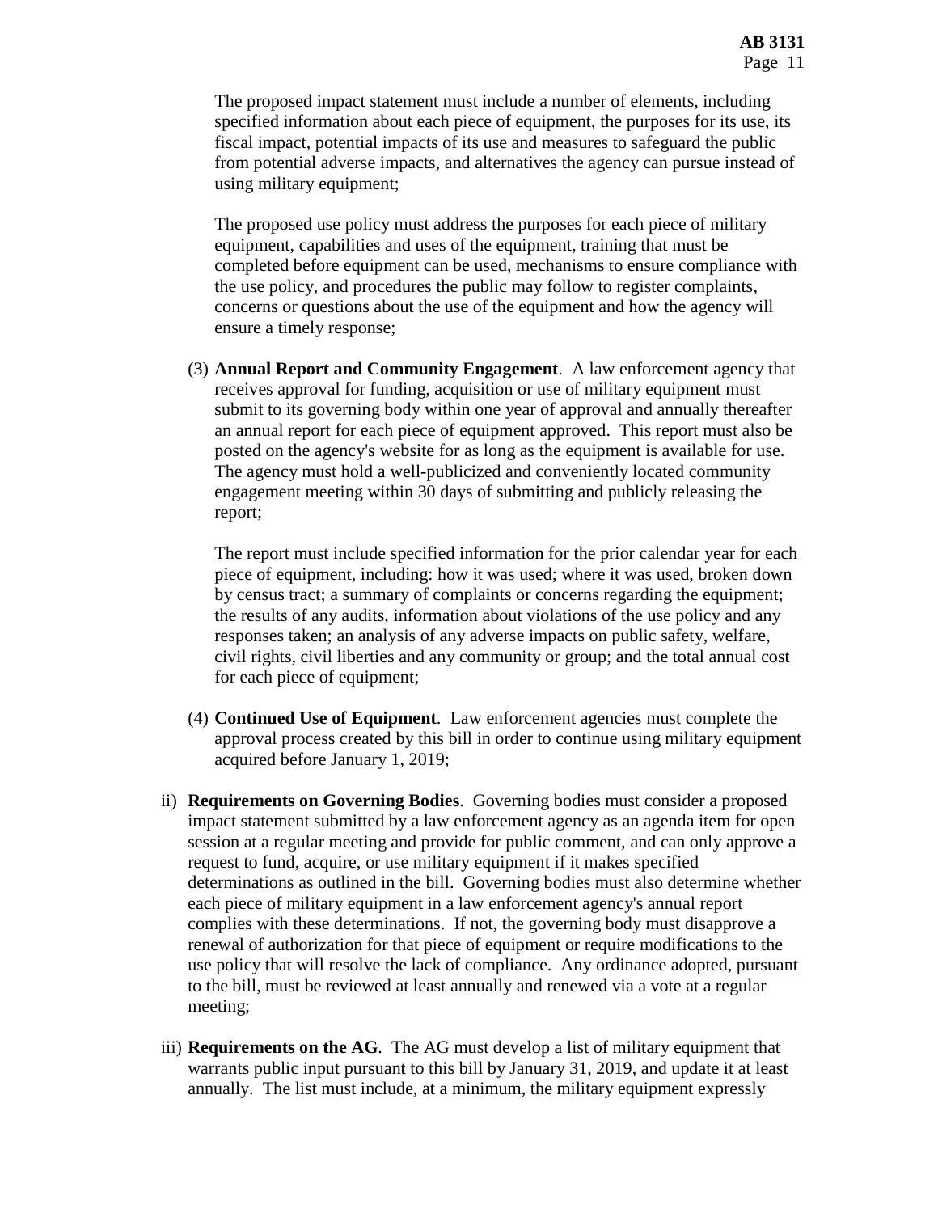The proposed impact statement must include a number of elements, including specified information about each piece of equipment, the purposes for its use, its fiscal impact, potential impacts of its use and measures to safeguard the public from potential adverse impacts, and alternatives the agency can pursue instead of using military equipment;

The proposed use policy must address the purposes for each piece of military equipment, capabilities and uses of the equipment, training that must be completed before equipment can be used, mechanisms to ensure compliance with the use policy, and procedures the public may follow to register complaints, concerns or questions about the use of the equipment and how the agency will ensure a timely response;

(3) **Annual Report and Community Engagement**. A law enforcement agency that receives approval for funding, acquisition or use of military equipment must submit to its governing body within one year of approval and annually thereafter an annual report for each piece of equipment approved. This report must also be posted on the agency's website for as long as the equipment is available for use. The agency must hold a well-publicized and conveniently located community engagement meeting within 30 days of submitting and publicly releasing the report;

The report must include specified information for the prior calendar year for each piece of equipment, including: how it was used; where it was used, broken down by census tract; a summary of complaints or concerns regarding the equipment; the results of any audits, information about violations of the use policy and any responses taken; an analysis of any adverse impacts on public safety, welfare, civil rights, civil liberties and any community or group; and the total annual cost for each piece of equipment;

(4) **Continued Use of Equipment**. Law enforcement agencies must complete the approval process created by this bill in order to continue using military equipment acquired before January 1, 2019;

ii) **Requirements on Governing Bodies**. Governing bodies must consider a proposed impact statement submitted by a law enforcement agency as an agenda item for open session at a regular meeting and provide for public comment, and can only approve a request to fund, acquire, or use military equipment if it makes specified determinations as outlined in the bill. Governing bodies must also determine whether each piece of military equipment in a law enforcement agency's annual report complies with these determinations. If not, the governing body must disapprove a renewal of authorization for that piece of equipment or require modifications to the use policy that will resolve the lack of compliance. Any ordinance adopted, pursuant to the bill, must be reviewed at least annually and renewed via a vote at a regular meeting;

iii) **Requirements on the AG**. The AG must develop a list of military equipment that warrants public input pursuant to this bill by January 31, 2019, and update it at least annually. The list must include, at a minimum, the military equipment expressly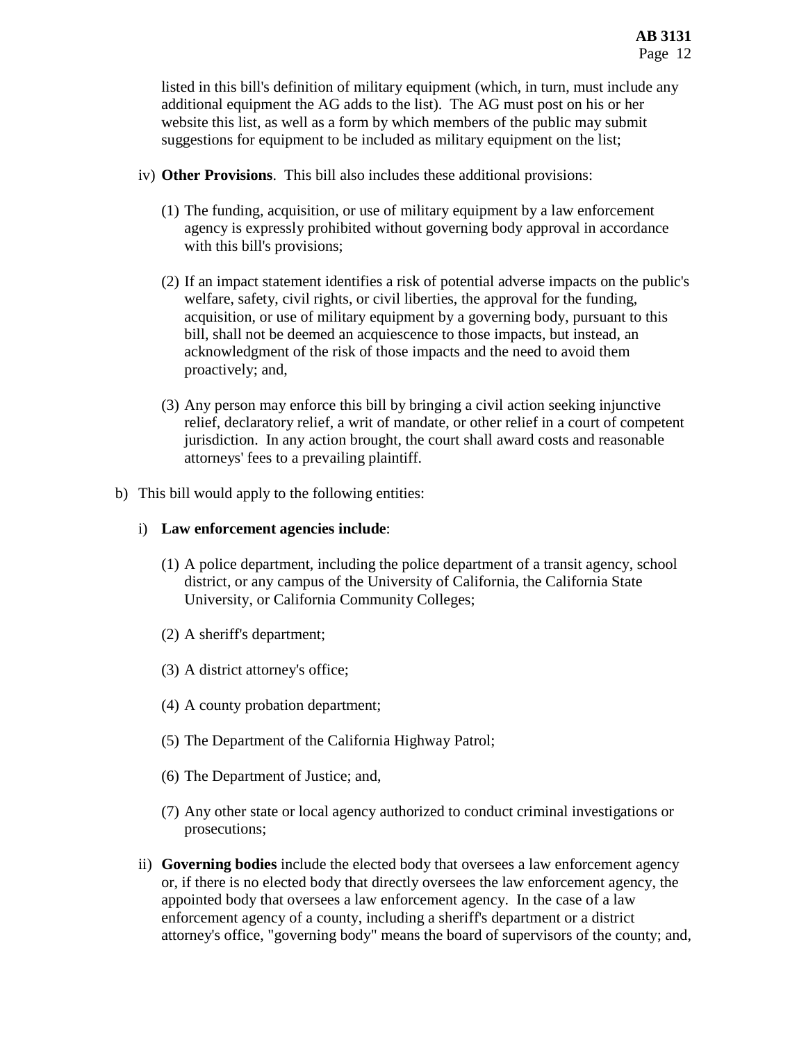listed in this bill's definition of military equipment (which, in turn, must include any additional equipment the AG adds to the list). The AG must post on his or her website this list, as well as a form by which members of the public may submit suggestions for equipment to be included as military equipment on the list;

iv) **Other Provisions**. This bill also includes these additional provisions:

(1) The funding, acquisition, or use of military equipment by a law enforcement agency is expressly prohibited without governing body approval in accordance with this bill's provisions;

(2) If an impact statement identifies a risk of potential adverse impacts on the public's welfare, safety, civil rights, or civil liberties, the approval for the funding, acquisition, or use of military equipment by a governing body, pursuant to this bill, shall not be deemed an acquiescence to those impacts, but instead, an acknowledgment of the risk of those impacts and the need to avoid them proactively; and,

(3) Any person may enforce this bill by bringing a civil action seeking injunctive relief, declaratory relief, a writ of mandate, or other relief in a court of competent jurisdiction. In any action brought, the court shall award costs and reasonable attorneys' fees to a prevailing plaintiff.

b) This bill would apply to the following entities:

i) **Law enforcement agencies include**:

(1) A police department, including the police department of a transit agency, school district, or any campus of the University of California, the California State University, or California Community Colleges;

(2) A sheriff's department;

(3) A district attorney's office;

(4) A county probation department;

(5) The Department of the California Highway Patrol;

(6) The Department of Justice; and,

(7) Any other state or local agency authorized to conduct criminal investigations or prosecutions;

ii) **Governing bodies** include the elected body that oversees a law enforcement agency or, if there is no elected body that directly oversees the law enforcement agency, the appointed body that oversees a law enforcement agency. In the case of a law enforcement agency of a county, including a sheriff's department or a district attorney's office, "governing body" means the board of supervisors of the county; and,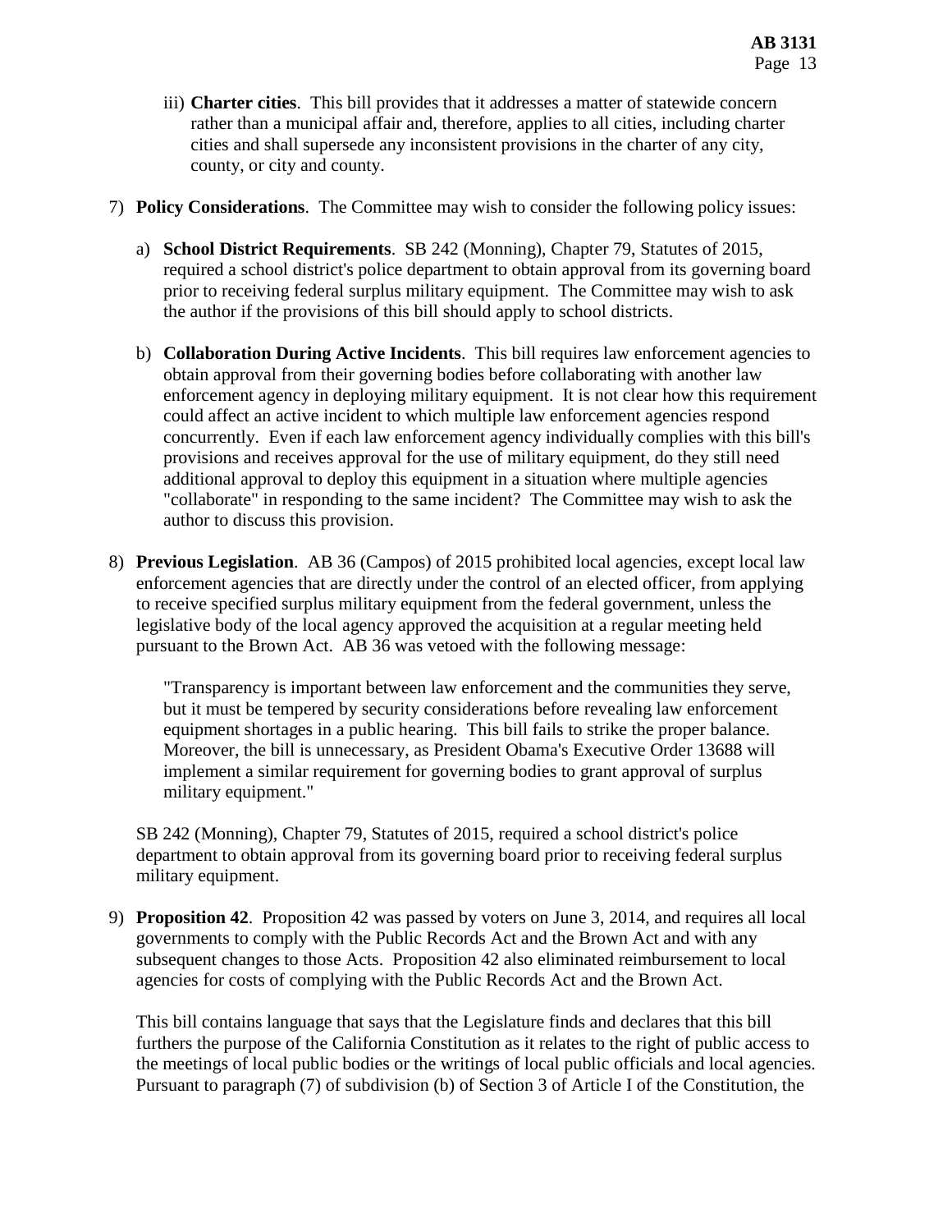iii) **Charter cities**. This bill provides that it addresses a matter of statewide concern rather than a municipal affair and, therefore, applies to all cities, including charter cities and shall supersede any inconsistent provisions in the charter of any city, county, or city and county.

7) **Policy Considerations**. The Committee may wish to consider the following policy issues:

   a) **School District Requirements**. SB 242 (Monning), Chapter 79, Statutes of 2015, required a school district's police department to obtain approval from its governing board prior to receiving federal surplus military equipment. The Committee may wish to ask the author if the provisions of this bill should apply to school districts.

   b) **Collaboration During Active Incidents**. This bill requires law enforcement agencies to obtain approval from their governing bodies before collaborating with another law enforcement agency in deploying military equipment. It is not clear how this requirement could affect an active incident to which multiple law enforcement agencies respond concurrently. Even if each law enforcement agency individually complies with this bill's provisions and receives approval for the use of military equipment, do they still need additional approval to deploy this equipment in a situation where multiple agencies "collaborate" in responding to the same incident? The Committee may wish to ask the author to discuss this provision.

8) **Previous Legislation**. AB 36 (Campos) of 2015 prohibited local agencies, except local law enforcement agencies that are directly under the control of an elected officer, from applying to receive specified surplus military equipment from the federal government, unless the legislative body of the local agency approved the acquisition at a regular meeting held pursuant to the Brown Act. AB 36 was vetoed with the following message:

   > "Transparency is important between law enforcement and the communities they serve, but it must be tempered by security considerations before revealing law enforcement equipment shortages in a public hearing. This bill fails to strike the proper balance. Moreover, the bill is unnecessary, as President Obama's Executive Order 13688 will implement a similar requirement for governing bodies to grant approval of surplus military equipment."

   SB 242 (Monning), Chapter 79, Statutes of 2015, required a school district's police department to obtain approval from its governing board prior to receiving federal surplus military equipment.

9) **Proposition 42**. Proposition 42 was passed by voters on June 3, 2014, and requires all local governments to comply with the Public Records Act and the Brown Act and with any subsequent changes to those Acts. Proposition 42 also eliminated reimbursement to local agencies for costs of complying with the Public Records Act and the Brown Act.

   This bill contains language that says that the Legislature finds and declares that this bill furthers the purpose of the California Constitution as it relates to the right of public access to the meetings of local public bodies or the writings of local public officials and local agencies. Pursuant to paragraph (7) of subdivision (b) of Section 3 of Article I of the Constitution, the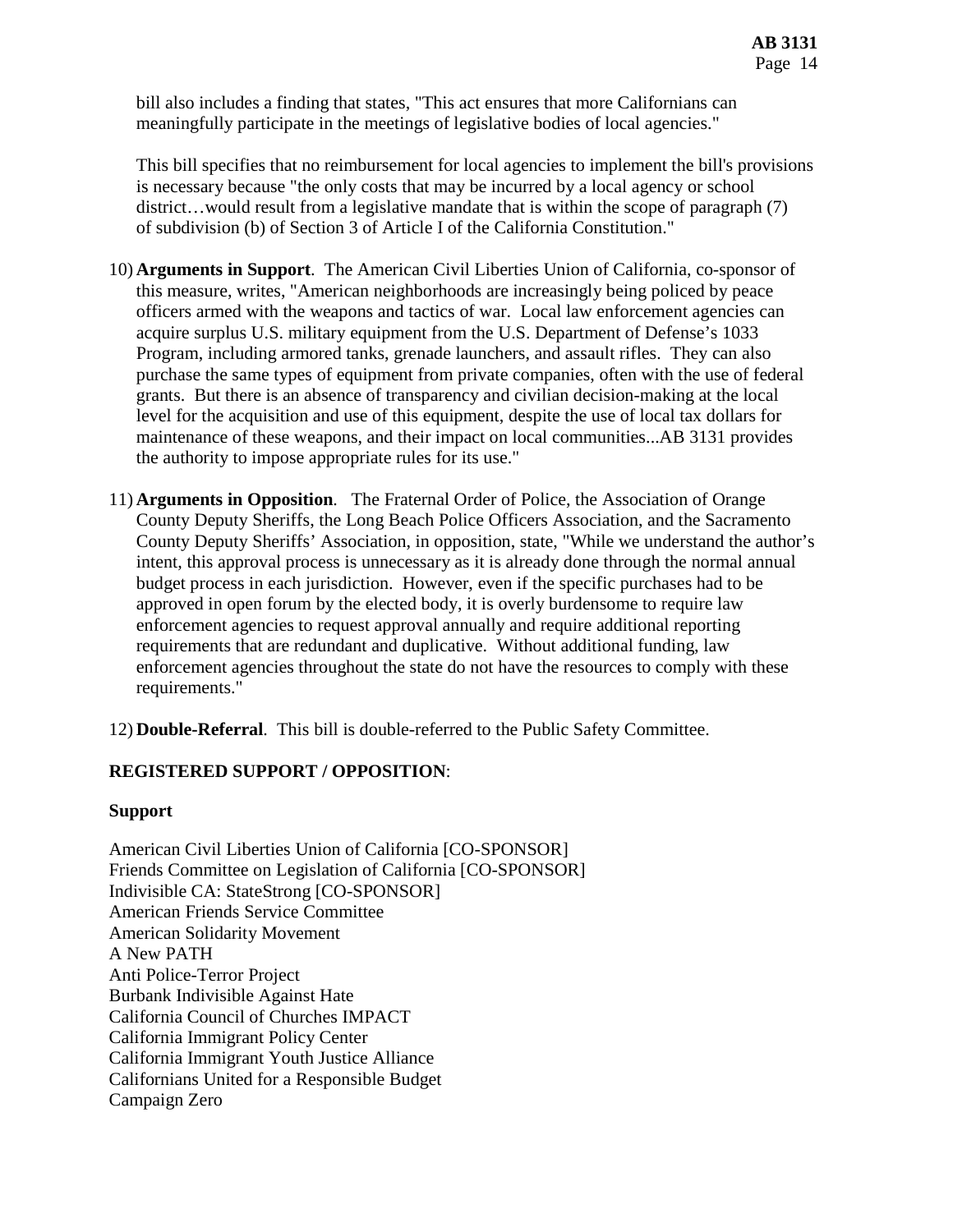bill also includes a finding that states, "This act ensures that more Californians can meaningfully participate in the meetings of legislative bodies of local agencies."

This bill specifies that no reimbursement for local agencies to implement the bill's provisions is necessary because "the only costs that may be incurred by a local agency or school district…would result from a legislative mandate that is within the scope of paragraph (7) of subdivision (b) of Section 3 of Article I of the California Constitution."

10) **Arguments in Support**. The American Civil Liberties Union of California, co-sponsor of this measure, writes, "American neighborhoods are increasingly being policed by peace officers armed with the weapons and tactics of war. Local law enforcement agencies can acquire surplus U.S. military equipment from the U.S. Department of Defense's 1033 Program, including armored tanks, grenade launchers, and assault rifles. They can also purchase the same types of equipment from private companies, often with the use of federal grants. But there is an absence of transparency and civilian decision-making at the local level for the acquisition and use of this equipment, despite the use of local tax dollars for maintenance of these weapons, and their impact on local communities...AB 3131 provides the authority to impose appropriate rules for its use."

11) **Arguments in Opposition**. The Fraternal Order of Police, the Association of Orange County Deputy Sheriffs, the Long Beach Police Officers Association, and the Sacramento County Deputy Sheriffs' Association, in opposition, state, "While we understand the author's intent, this approval process is unnecessary as it is already done through the normal annual budget process in each jurisdiction. However, even if the specific purchases had to be approved in open forum by the elected body, it is overly burdensome to require law enforcement agencies to request approval annually and require additional reporting requirements that are redundant and duplicative. Without additional funding, law enforcement agencies throughout the state do not have the resources to comply with these requirements."

12) **Double-Referral**. This bill is double-referred to the Public Safety Committee.

**REGISTERED SUPPORT / OPPOSITION**:

**Support**

American Civil Liberties Union of California [CO-SPONSOR]
Friends Committee on Legislation of California [CO-SPONSOR]
Indivisible CA: StateStrong [CO-SPONSOR]
American Friends Service Committee
American Solidarity Movement
A New PATH
Anti Police-Terror Project
Burbank Indivisible Against Hate
California Council of Churches IMPACT
California Immigrant Policy Center
California Immigrant Youth Justice Alliance
Californians United for a Responsible Budget
Campaign Zero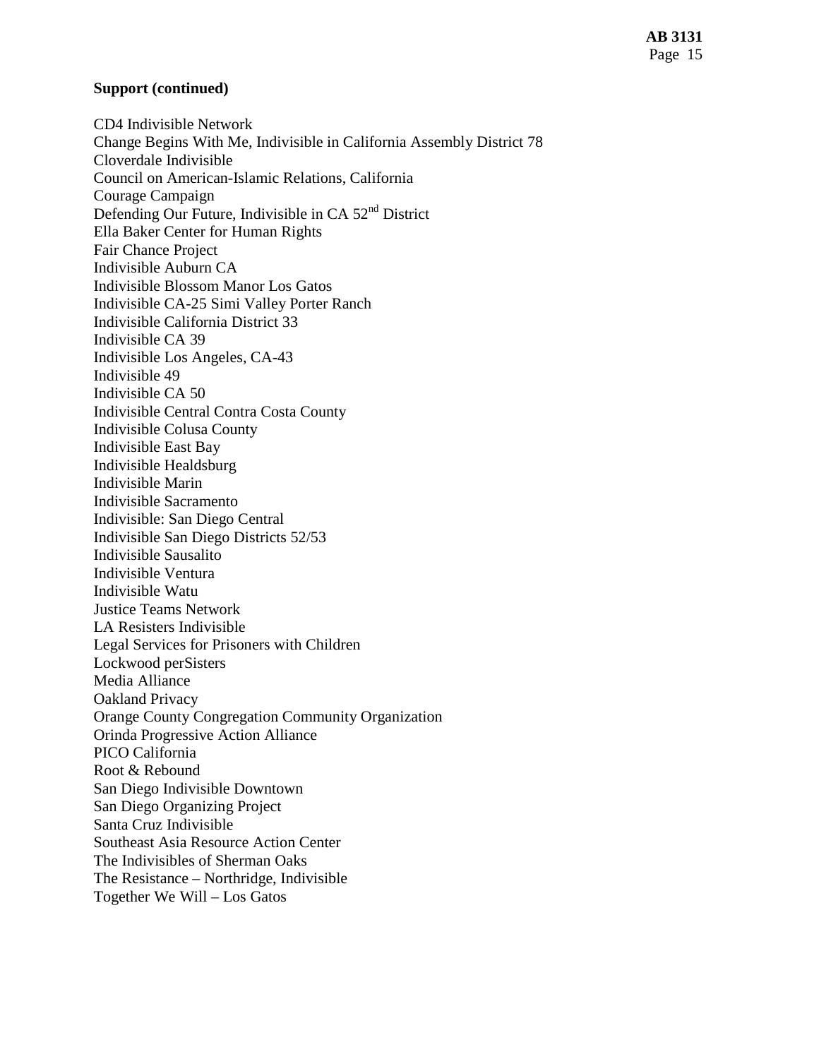**Support (continued)**

CD4 Indivisible Network
Change Begins With Me, Indivisible in California Assembly District 78
Cloverdale Indivisible
Council on American-Islamic Relations, California
Courage Campaign
Defending Our Future, Indivisible in CA 52nd District
Ella Baker Center for Human Rights
Fair Chance Project
Indivisible Auburn CA
Indivisible Blossom Manor Los Gatos
Indivisible CA-25 Simi Valley Porter Ranch
Indivisible California District 33
Indivisible CA 39
Indivisible Los Angeles, CA-43
Indivisible 49
Indivisible CA 50
Indivisible Central Contra Costa County
Indivisible Colusa County
Indivisible East Bay
Indivisible Healdsburg
Indivisible Marin
Indivisible Sacramento
Indivisible: San Diego Central
Indivisible San Diego Districts 52/53
Indivisible Sausalito
Indivisible Ventura
Indivisible Watu
Justice Teams Network
LA Resisters Indivisible
Legal Services for Prisoners with Children
Lockwood perSisters
Media Alliance
Oakland Privacy
Orange County Congregation Community Organization
Orinda Progressive Action Alliance
PICO California
Root & Rebound
San Diego Indivisible Downtown
San Diego Organizing Project
Santa Cruz Indivisible
Southeast Asia Resource Action Center
The Indivisibles of Sherman Oaks
The Resistance – Northridge, Indivisible
Together We Will – Los Gatos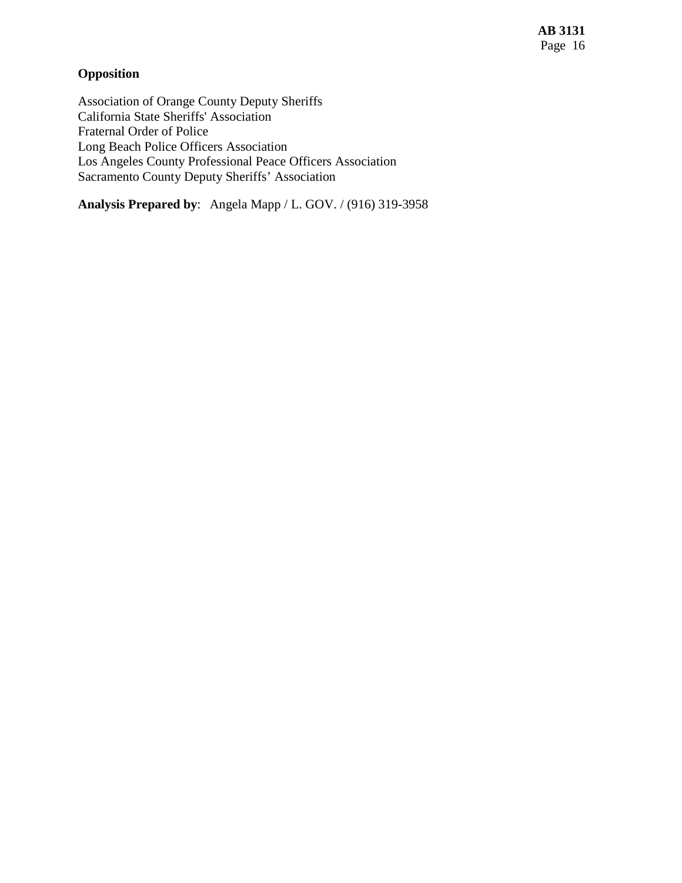**Opposition**

Association of Orange County Deputy Sheriffs
California State Sheriffs' Association
Fraternal Order of Police
Long Beach Police Officers Association
Los Angeles County Professional Peace Officers Association
Sacramento County Deputy Sheriffs' Association

**Analysis Prepared by**: Angela Mapp / L. GOV. / (916) 319-3958